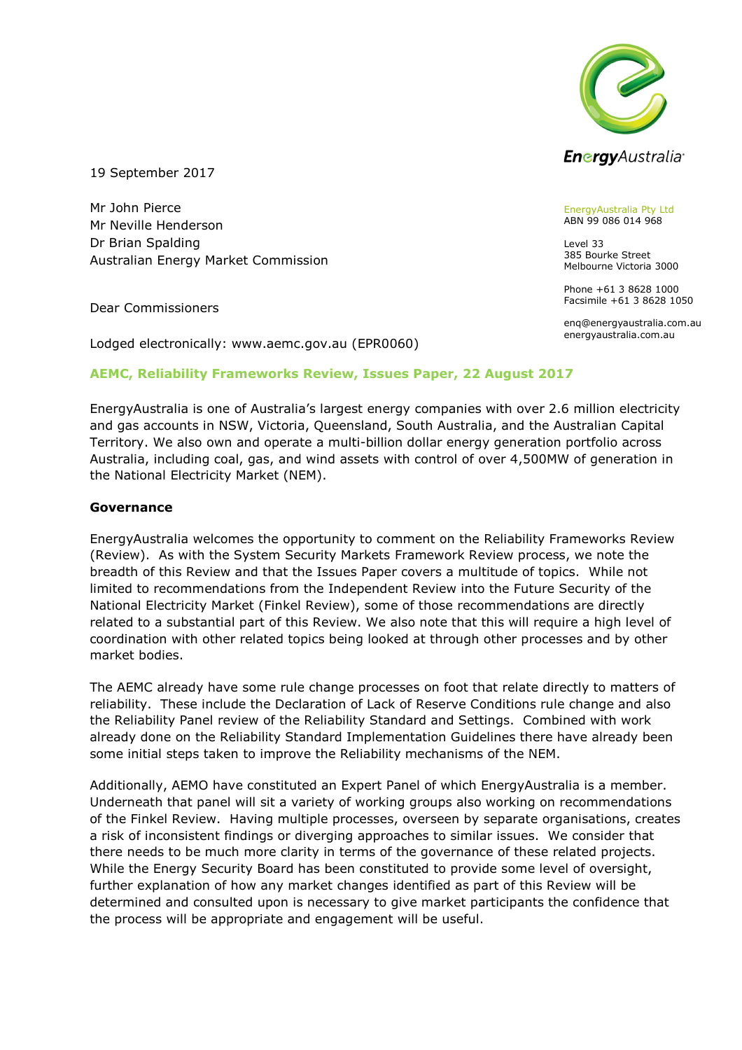EnergyAustralia

EnergyAustralia Pty Ltd
ABN 99 086 014 968

Level 33
385 Bourke Street
Melbourne Victoria 3000

Phone +61 3 8628 1000
Facsimile +61 3 8628 1050

enq@energyaustralia.com.au
energyaustralia.com.au

19 September 2017

Mr John Pierce
Mr Neville Henderson
Dr Brian Spalding
Australian Energy Market Commission

Dear Commissioners

Lodged electronically: www.aemc.gov.au (EPR0060)

**AEMC, Reliability Frameworks Review, Issues Paper, 22 August 2017**

EnergyAustralia is one of Australia's largest energy companies with over 2.6 million electricity and gas accounts in NSW, Victoria, Queensland, South Australia, and the Australian Capital Territory. We also own and operate a multi-billion dollar energy generation portfolio across Australia, including coal, gas, and wind assets with control of over 4,500MW of generation in the National Electricity Market (NEM).

**Governance**

EnergyAustralia welcomes the opportunity to comment on the Reliability Frameworks Review (Review). As with the System Security Markets Framework Review process, we note the breadth of this Review and that the Issues Paper covers a multitude of topics. While not limited to recommendations from the Independent Review into the Future Security of the National Electricity Market (Finkel Review), some of those recommendations are directly related to a substantial part of this Review. We also note that this will require a high level of coordination with other related topics being looked at through other processes and by other market bodies.

The AEMC already have some rule change processes on foot that relate directly to matters of reliability. These include the Declaration of Lack of Reserve Conditions rule change and also the Reliability Panel review of the Reliability Standard and Settings. Combined with work already done on the Reliability Standard Implementation Guidelines there have already been some initial steps taken to improve the Reliability mechanisms of the NEM.

Additionally, AEMO have constituted an Expert Panel of which EnergyAustralia is a member. Underneath that panel will sit a variety of working groups also working on recommendations of the Finkel Review. Having multiple processes, overseen by separate organisations, creates a risk of inconsistent findings or diverging approaches to similar issues. We consider that there needs to be much more clarity in terms of the governance of these related projects. While the Energy Security Board has been constituted to provide some level of oversight, further explanation of how any market changes identified as part of this Review will be determined and consulted upon is necessary to give market participants the confidence that the process will be appropriate and engagement will be useful.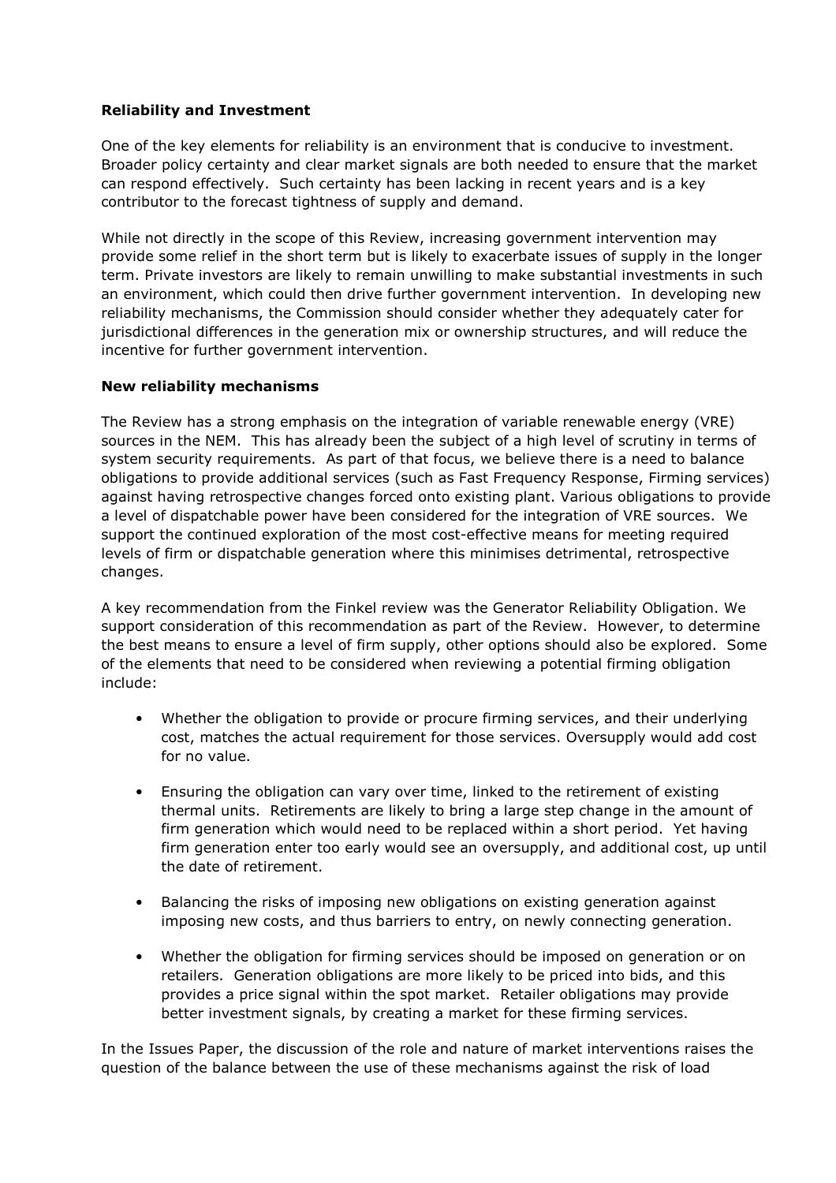**Reliability and Investment**

One of the key elements for reliability is an environment that is conducive to investment. Broader policy certainty and clear market signals are both needed to ensure that the market can respond effectively. Such certainty has been lacking in recent years and is a key contributor to the forecast tightness of supply and demand.

While not directly in the scope of this Review, increasing government intervention may provide some relief in the short term but is likely to exacerbate issues of supply in the longer term. Private investors are likely to remain unwilling to make substantial investments in such an environment, which could then drive further government intervention. In developing new reliability mechanisms, the Commission should consider whether they adequately cater for jurisdictional differences in the generation mix or ownership structures, and will reduce the incentive for further government intervention.

**New reliability mechanisms**

The Review has a strong emphasis on the integration of variable renewable energy (VRE) sources in the NEM. This has already been the subject of a high level of scrutiny in terms of system security requirements. As part of that focus, we believe there is a need to balance obligations to provide additional services (such as Fast Frequency Response, Firming services) against having retrospective changes forced onto existing plant. Various obligations to provide a level of dispatchable power have been considered for the integration of VRE sources. We support the continued exploration of the most cost-effective means for meeting required levels of firm or dispatchable generation where this minimises detrimental, retrospective changes.

A key recommendation from the Finkel review was the Generator Reliability Obligation. We support consideration of this recommendation as part of the Review. However, to determine the best means to ensure a level of firm supply, other options should also be explored. Some of the elements that need to be considered when reviewing a potential firming obligation include:

- Whether the obligation to provide or procure firming services, and their underlying cost, matches the actual requirement for those services. Oversupply would add cost for no value.
- Ensuring the obligation can vary over time, linked to the retirement of existing thermal units. Retirements are likely to bring a large step change in the amount of firm generation which would need to be replaced within a short period. Yet having firm generation enter too early would see an oversupply, and additional cost, up until the date of retirement.
- Balancing the risks of imposing new obligations on existing generation against imposing new costs, and thus barriers to entry, on newly connecting generation.
- Whether the obligation for firming services should be imposed on generation or on retailers. Generation obligations are more likely to be priced into bids, and this provides a price signal within the spot market. Retailer obligations may provide better investment signals, by creating a market for these firming services.

In the Issues Paper, the discussion of the role and nature of market interventions raises the question of the balance between the use of these mechanisms against the risk of load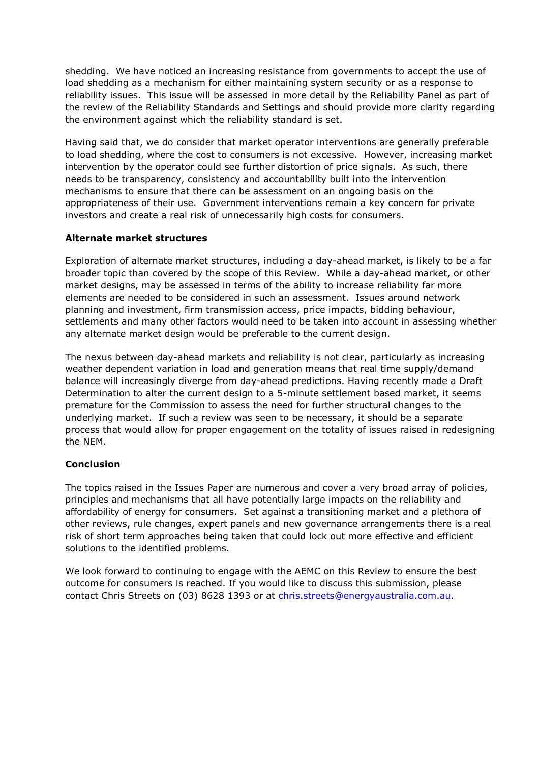shedding. We have noticed an increasing resistance from governments to accept the use of load shedding as a mechanism for either maintaining system security or as a response to reliability issues. This issue will be assessed in more detail by the Reliability Panel as part of the review of the Reliability Standards and Settings and should provide more clarity regarding the environment against which the reliability standard is set.

Having said that, we do consider that market operator interventions are generally preferable to load shedding, where the cost to consumers is not excessive. However, increasing market intervention by the operator could see further distortion of price signals. As such, there needs to be transparency, consistency and accountability built into the intervention mechanisms to ensure that there can be assessment on an ongoing basis on the appropriateness of their use. Government interventions remain a key concern for private investors and create a real risk of unnecessarily high costs for consumers.

**Alternate market structures**

Exploration of alternate market structures, including a day-ahead market, is likely to be a far broader topic than covered by the scope of this Review. While a day-ahead market, or other market designs, may be assessed in terms of the ability to increase reliability far more elements are needed to be considered in such an assessment. Issues around network planning and investment, firm transmission access, price impacts, bidding behaviour, settlements and many other factors would need to be taken into account in assessing whether any alternate market design would be preferable to the current design.

The nexus between day-ahead markets and reliability is not clear, particularly as increasing weather dependent variation in load and generation means that real time supply/demand balance will increasingly diverge from day-ahead predictions. Having recently made a Draft Determination to alter the current design to a 5-minute settlement based market, it seems premature for the Commission to assess the need for further structural changes to the underlying market. If such a review was seen to be necessary, it should be a separate process that would allow for proper engagement on the totality of issues raised in redesigning the NEM.

**Conclusion**

The topics raised in the Issues Paper are numerous and cover a very broad array of policies, principles and mechanisms that all have potentially large impacts on the reliability and affordability of energy for consumers. Set against a transitioning market and a plethora of other reviews, rule changes, expert panels and new governance arrangements there is a real risk of short term approaches being taken that could lock out more effective and efficient solutions to the identified problems.

We look forward to continuing to engage with the AEMC on this Review to ensure the best outcome for consumers is reached. If you would like to discuss this submission, please contact Chris Streets on (03) 8628 1393 or at chris.streets@energyaustralia.com.au.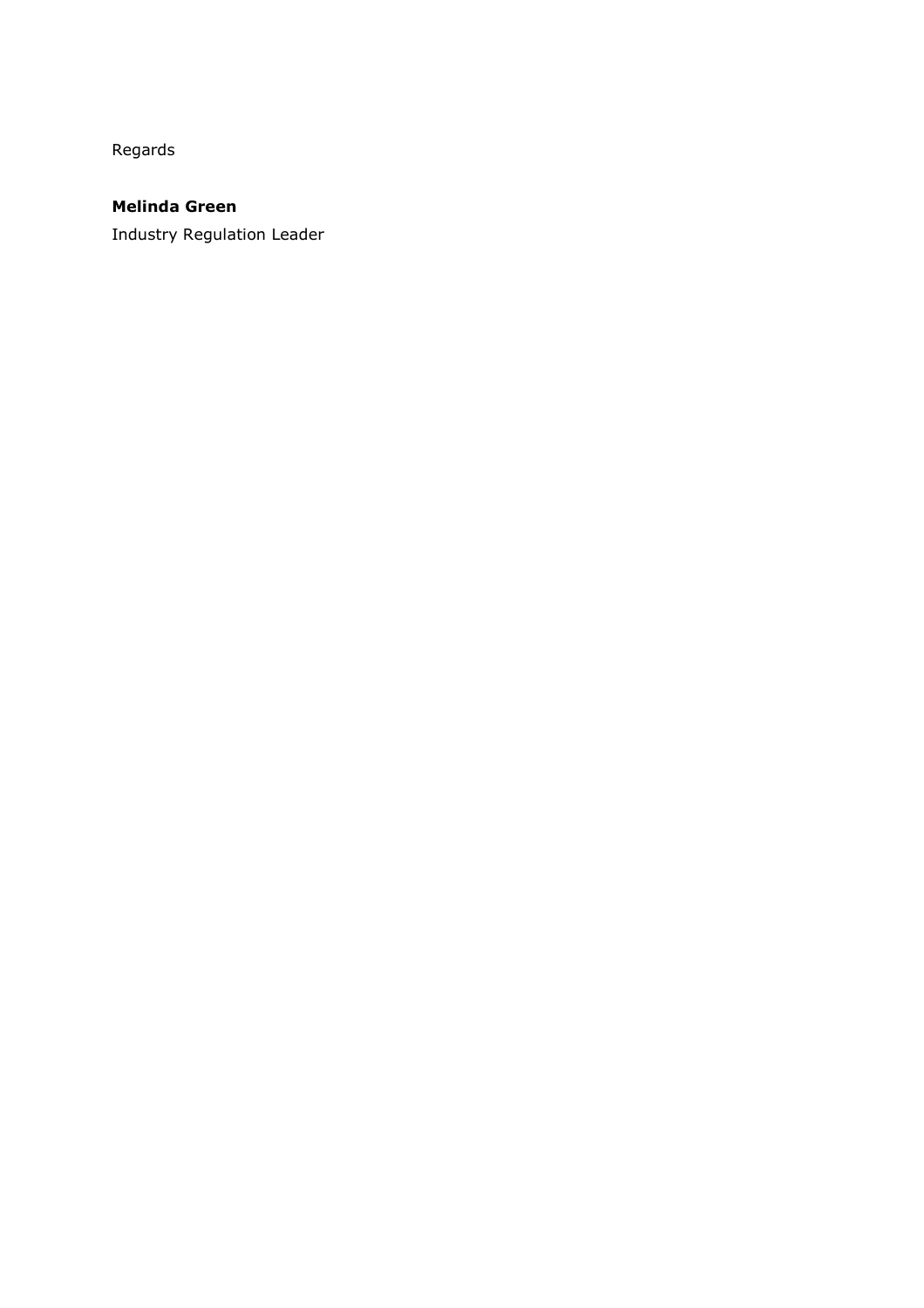Regards

**Melinda Green**

Industry Regulation Leader